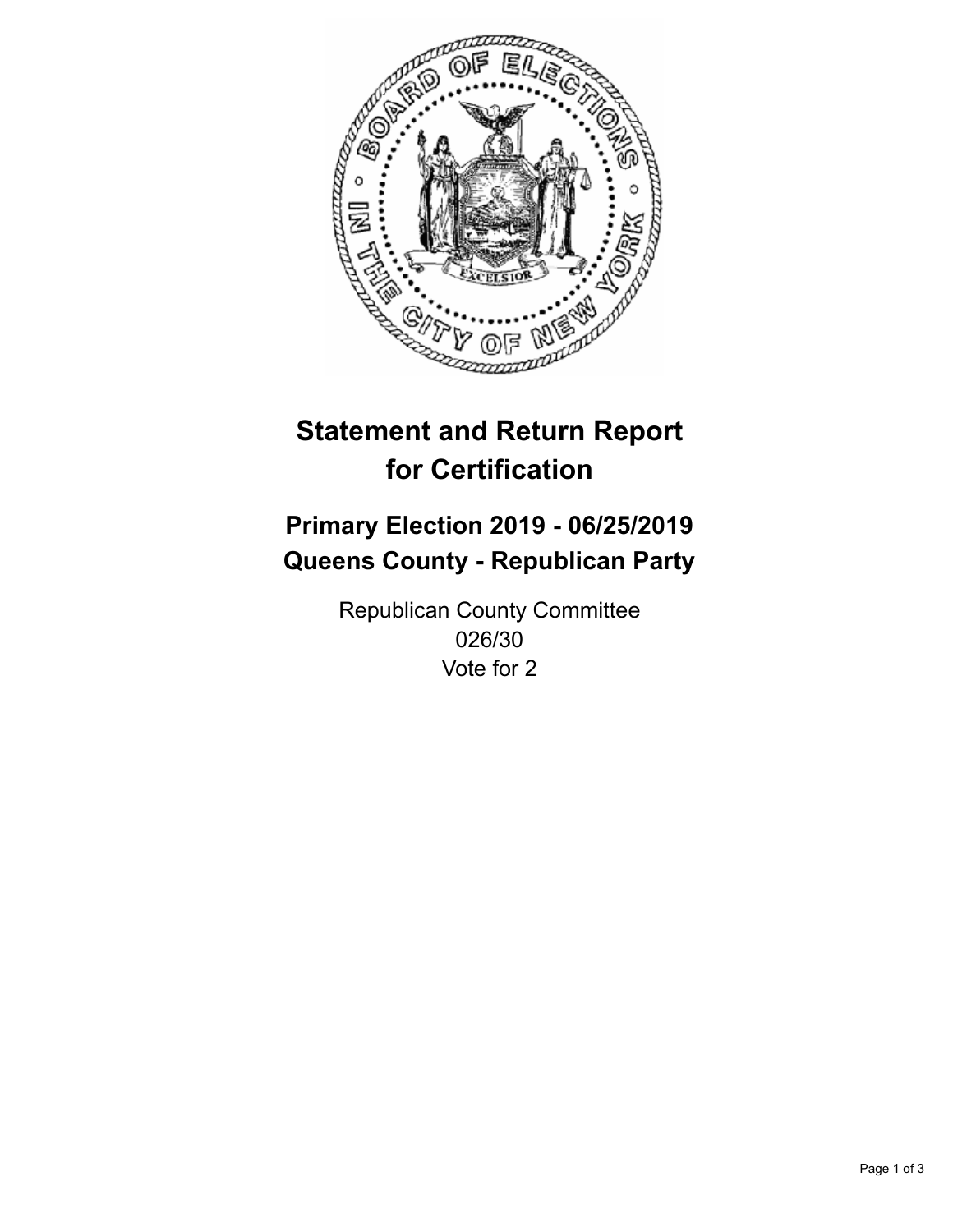# Statement and Return Report for Certification

## Primary Election 2019 - 06/25/2019
## Queens County - Republican Party

Republican County Committee
026/30
Vote for 2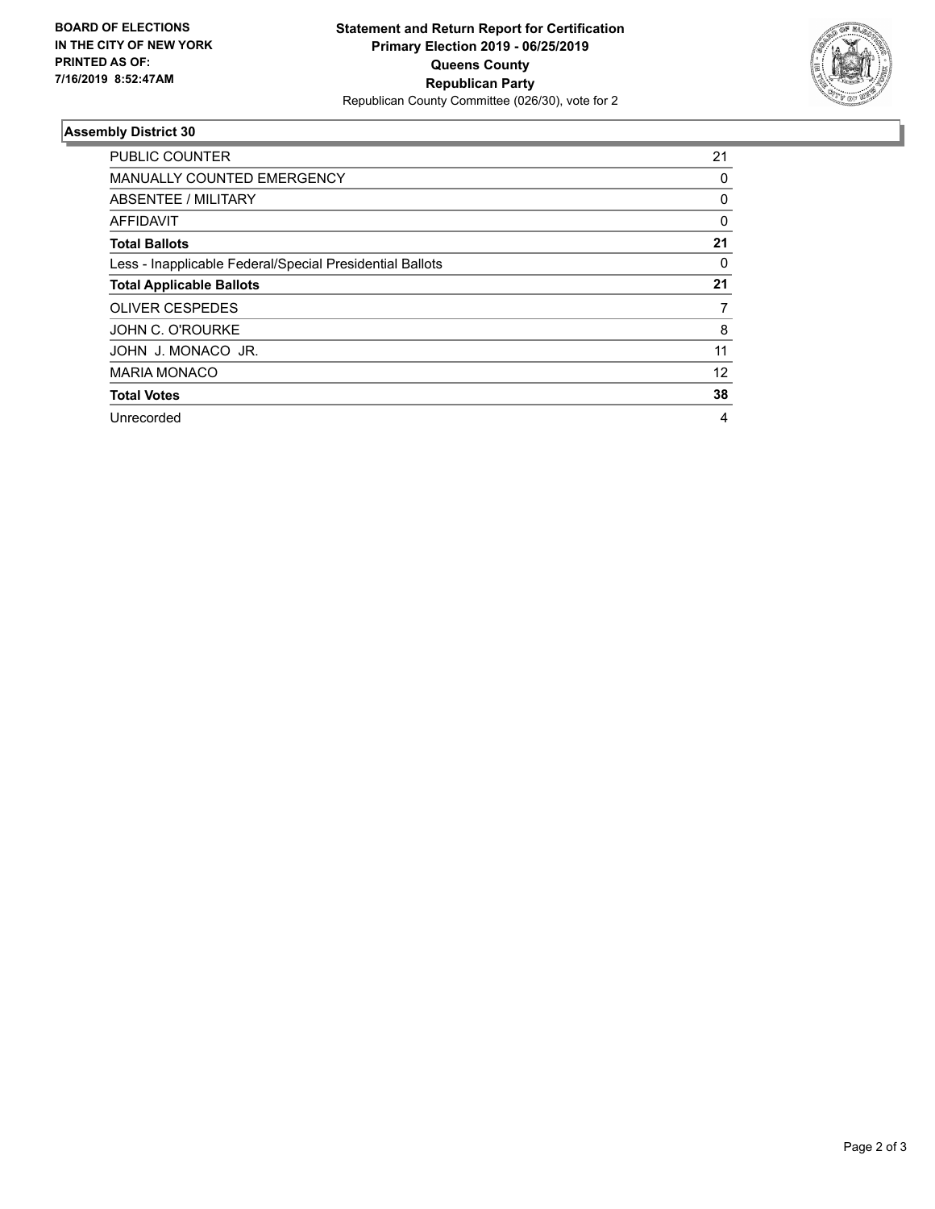**BOARD OF ELECTIONS**
**IN THE CITY OF NEW YORK**
**PRINTED AS OF:**
**7/16/2019 8:52:47AM**

**Statement and Return Report for Certification**
**Primary Election 2019 - 06/25/2019**
**Queens County**
**Republican Party**
Republican County Committee (026/30), vote for 2

### Assembly District 30

| | |
|---|---|
| PUBLIC COUNTER | 21 |
| MANUALLY COUNTED EMERGENCY | 0 |
| ABSENTEE / MILITARY | 0 |
| AFFIDAVIT | 0 |
| **Total Ballots** | **21** |
| Less - Inapplicable Federal/Special Presidential Ballots | 0 |
| **Total Applicable Ballots** | **21** |
| OLIVER CESPEDES | 7 |
| JOHN C. O'ROURKE | 8 |
| JOHN J. MONACO JR. | 11 |
| MARIA MONACO | 12 |
| **Total Votes** | **38** |
| Unrecorded | 4 |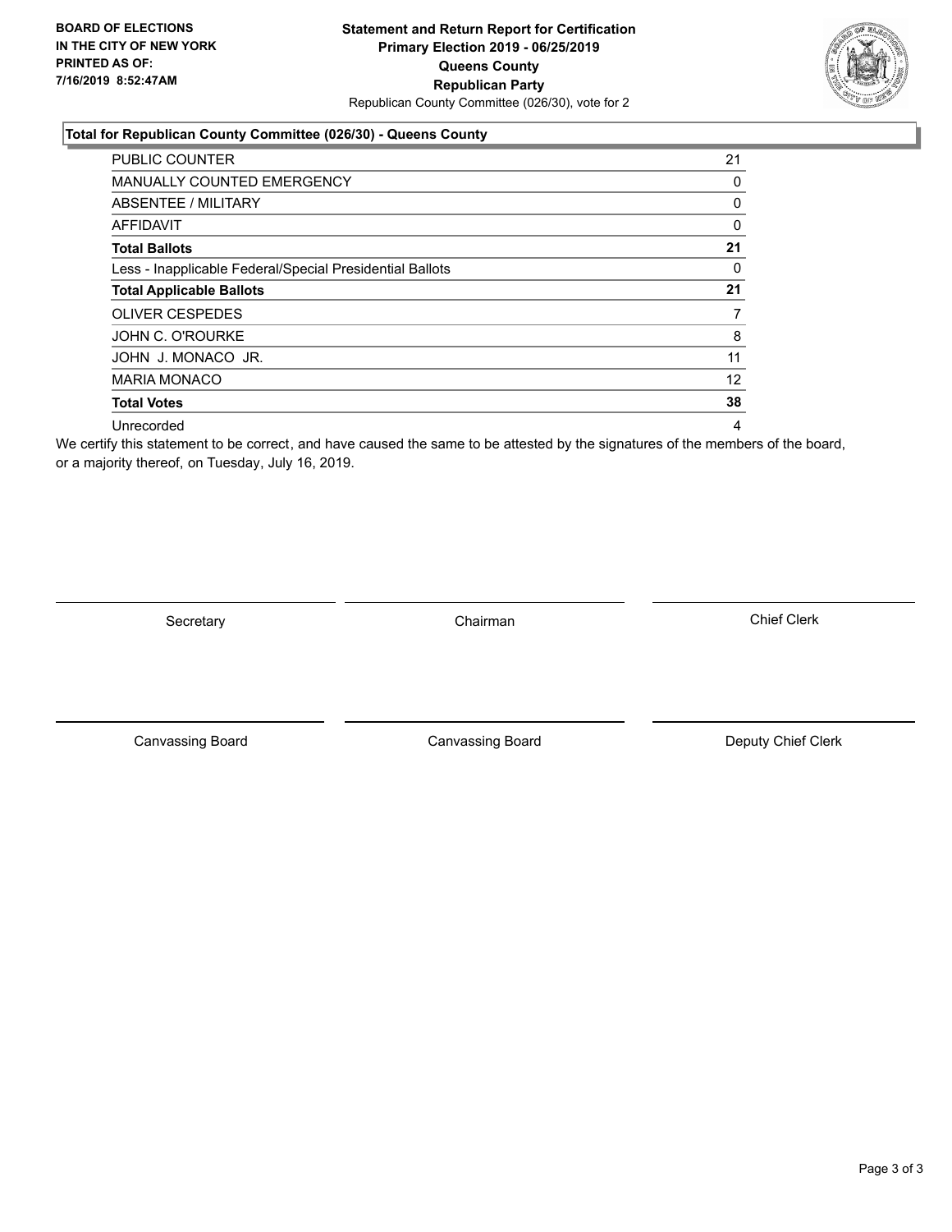**BOARD OF ELECTIONS IN THE CITY OF NEW YORK PRINTED AS OF: 7/16/2019 8:52:47AM**

**Statement and Return Report for Certification**
**Primary Election 2019 - 06/25/2019**
**Queens County**
**Republican Party**
Republican County Committee (026/30), vote for 2

### Total for Republican County Committee (026/30) - Queens County

| | |
|---|---|
| PUBLIC COUNTER | 21 |
| MANUALLY COUNTED EMERGENCY | 0 |
| ABSENTEE / MILITARY | 0 |
| AFFIDAVIT | 0 |
| **Total Ballots** | **21** |
| Less - Inapplicable Federal/Special Presidential Ballots | 0 |
| **Total Applicable Ballots** | **21** |
| OLIVER CESPEDES | 7 |
| JOHN C. O'ROURKE | 8 |
| JOHN J. MONACO JR. | 11 |
| MARIA MONACO | 12 |
| **Total Votes** | **38** |
| Unrecorded | 4 |

We certify this statement to be correct, and have caused the same to be attested by the signatures of the members of the board, or a majority thereof, on Tuesday, July 16, 2019.

Secretary

Chairman

Chief Clerk

Canvassing Board

Canvassing Board

Deputy Chief Clerk